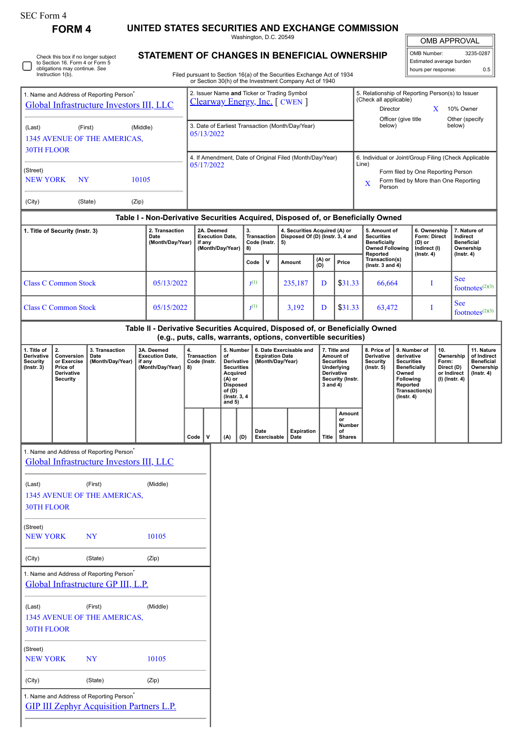SEC Form 4

# FORM 4

## UNITED STATES SECURITIES AND EXCHANGE COMMISSION

Washington, D.C. 20549

## STATEMENT OF CHANGES IN BENEFICIAL OWNERSHIP

Filed pursuant to Section 16(a) of the Securities Exchange Act of 1934 or Section 30(h) of the Investment Company Act of 1940

☐ Check this box if no longer subject to Section 16. Form 4 or Form 5 obligations may continue. *See* Instruction 1(b).

| OMB APPROVAL | |
|---|---|
| OMB Number: | 3235-0287 |
| Estimated average burden | |
| hours per response: | 0.5 |

1. Name and Address of Reporting Person*
Global Infrastructure Investors III, LLC

(Last) (First) (Middle)
1345 AVENUE OF THE AMERICAS,
30TH FLOOR

(Street)
NEW YORK NY 10105

(City) (State) (Zip)

2. Issuer Name **and** Ticker or Trading Symbol
Clearway Energy, Inc. [ CWEN ]

3. Date of Earliest Transaction (Month/Day/Year)
05/13/2022

4. If Amendment, Date of Original Filed (Month/Day/Year)
05/17/2022

5. Relationship of Reporting Person(s) to Issuer (Check all applicable)
Director
X 10% Owner
Officer (give title below)
Other (specify below)

6. Individual or Joint/Group Filing (Check Applicable Line)
Form filed by One Reporting Person
X Form filed by More than One Reporting Person

### Table I - Non-Derivative Securities Acquired, Disposed of, or Beneficially Owned

| 1. Title of Security (Instr. 3) | 2. Transaction Date (Month/Day/Year) | 2A. Deemed Execution Date, if any (Month/Day/Year) | 3. Transaction Code (Instr. 8) | | 4. Securities Acquired (A) or Disposed Of (D) (Instr. 3, 4 and 5) | | | 5. Amount of Securities Beneficially Owned Following Reported Transaction(s) (Instr. 3 and 4) | 6. Ownership Form: Direct (D) or Indirect (I) (Instr. 4) | 7. Nature of Indirect Beneficial Ownership (Instr. 4) |
|---|---|---|---|---|---|---|---|---|---|---|
| | | | Code | V | Amount | (A) or (D) | Price | | | |
| Class C Common Stock | 05/13/2022 | | J[(1)] | | 235,187 | D | $31.33 | 66,664 | I | See footnotes[(2)(3)] |
| Class C Common Stock | 05/15/2022 | | J[(1)] | | 3,192 | D | $31.33 | 63,472 | I | See footnotes[(2)(3)] |

### Table II - Derivative Securities Acquired, Disposed of, or Beneficially Owned (e.g., puts, calls, warrants, options, convertible securities)

| 1. Title of Derivative Security (Instr. 3) | 2. Conversion or Exercise Price of Derivative Security | 3. Transaction Date (Month/Day/Year) | 3A. Deemed Execution Date, if any (Month/Day/Year) | 4. Transaction Code (Instr. 8) | | 5. Number of Derivative Securities Acquired (A) or Disposed of (D) (Instr. 3, 4 and 5) | | 6. Date Exercisable and Expiration Date (Month/Day/Year) | | 7. Title and Amount of Securities Underlying Derivative Security (Instr. 3 and 4) | | 8. Price of Derivative Security (Instr. 5) | 9. Number of derivative Securities Beneficially Owned Following Reported Transaction(s) (Instr. 4) | 10. Ownership Form: Direct (D) or Indirect (I) (Instr. 4) | 11. Nature of Indirect Beneficial Ownership (Instr. 4) |
|---|---|---|---|---|---|---|---|---|---|---|---|---|---|---|---|
| | | | | Code | V | (A) | (D) | Date Exercisable | Expiration Date | Title | Amount or Number of Shares | | | | |

1. Name and Address of Reporting Person*
Global Infrastructure Investors III, LLC

(Last) (First) (Middle)
1345 AVENUE OF THE AMERICAS,
30TH FLOOR

(Street)
NEW YORK NY 10105

(City) (State) (Zip)

1. Name and Address of Reporting Person*
Global Infrastructure GP III, L.P.

(Last) (First) (Middle)
1345 AVENUE OF THE AMERICAS,
30TH FLOOR

(Street)
NEW YORK NY 10105

(City) (State) (Zip)

1. Name and Address of Reporting Person*
GIP III Zephyr Acquisition Partners L.P.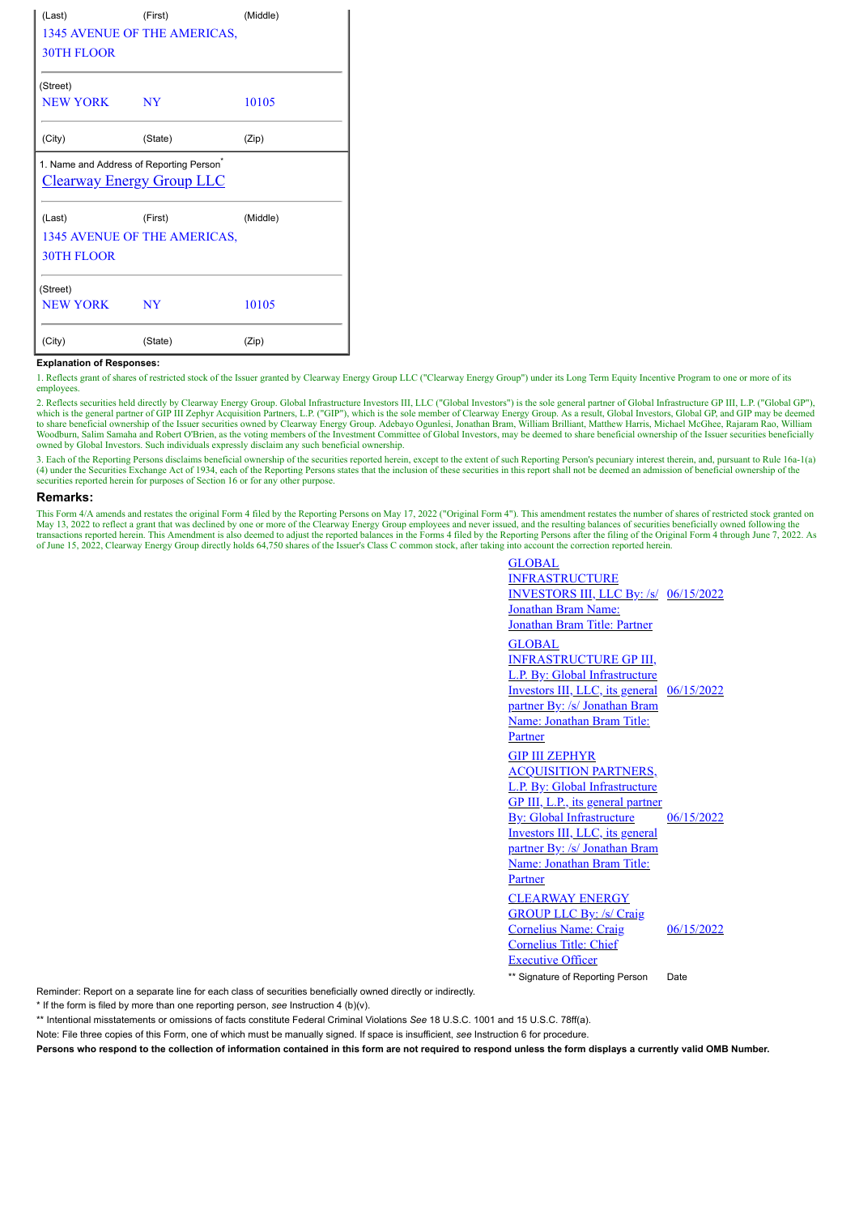| (Last) | (First) | (Middle) |
|---|---|---|
| 1345 AVENUE OF THE AMERICAS, 30TH FLOOR | | |
| (Street) | | |
| NEW YORK | NY | 10105 |
| (City) | (State) | (Zip) |

1. Name and Address of Reporting Person*

[Clearway Energy Group LLC]

| (Last) | (First) | (Middle) |
|---|---|---|
| 1345 AVENUE OF THE AMERICAS, 30TH FLOOR | | |
| (Street) | | |
| NEW YORK | NY | 10105 |
| (City) | (State) | (Zip) |

**Explanation of Responses:**

1. Reflects grant of shares of restricted stock of the Issuer granted by Clearway Energy Group LLC ("Clearway Energy Group") under its Long Term Equity Incentive Program to one or more of its employees.

2. Reflects securities held directly by Clearway Energy Group. Global Infrastructure Investors III, LLC ("Global Investors") is the sole general partner of Global Infrastructure GP III, L.P. ("Global GP"), which is the general partner of GIP III Zephyr Acquisition Partners, L.P. ("GIP"), which is the sole member of Clearway Energy Group. As a result, Global Investors, Global GP, and GIP may be deemed to share beneficial ownership of the Issuer securities owned by Clearway Energy Group. Adebayo Ogunlesi, Jonathan Bram, William Brilliant, Matthew Harris, Michael McGhee, Rajaram Rao, William Woodburn, Salim Samaha and Robert O'Brien, as the voting members of the Investment Committee of Global Investors, may be deemed to share beneficial ownership of the Issuer securities beneficially owned by Global Investors. Such individuals expressly disclaim any such beneficial ownership.

3. Each of the Reporting Persons disclaims beneficial ownership of the securities reported herein, except to the extent of such Reporting Person's pecuniary interest therein, and, pursuant to Rule 16a-1(a)(4) under the Securities Exchange Act of 1934, each of the Reporting Persons states that the inclusion of these securities in this report shall not be deemed an admission of beneficial ownership of the securities reported herein for purposes of Section 16 or for any other purpose.

## Remarks:

This Form 4/A amends and restates the original Form 4 filed by the Reporting Persons on May 17, 2022 ("Original Form 4"). This amendment restates the number of shares of restricted stock granted on May 13, 2022 to reflect a grant that was declined by one or more of the Clearway Energy Group employees and never issued, and the resulting balances of securities beneficially owned following the transactions reported herein. This Amendment is also deemed to adjust the reported balances in the Forms 4 filed by the Reporting Persons after the filing of the Original Form 4 through June 7, 2022. As of June 15, 2022, Clearway Energy Group directly holds 64,750 shares of the Issuer's Class C common stock, after taking into account the correction reported herein.

| ** Signature of Reporting Person | Date |
|---|---|
| GLOBAL INFRASTRUCTURE INVESTORS III, LLC By: /s/ Jonathan Bram Name: Jonathan Bram Title: Partner | 06/15/2022 |
| GLOBAL INFRASTRUCTURE GP III, L.P. By: Global Infrastructure Investors III, LLC, its general partner By: /s/ Jonathan Bram Name: Jonathan Bram Title: Partner | 06/15/2022 |
| GIP III ZEPHYR ACQUISITION PARTNERS, L.P. By: Global Infrastructure GP III, L.P., its general partner By: Global Infrastructure Investors III, LLC, its general partner By: /s/ Jonathan Bram Name: Jonathan Bram Title: Partner | 06/15/2022 |
| CLEARWAY ENERGY GROUP LLC By: /s/ Craig Cornelius Name: Craig Cornelius Title: Chief Executive Officer | 06/15/2022 |

Reminder: Report on a separate line for each class of securities beneficially owned directly or indirectly.

\* If the form is filed by more than one reporting person, *see* Instruction 4 (b)(v).

** Intentional misstatements or omissions of facts constitute Federal Criminal Violations *See* 18 U.S.C. 1001 and 15 U.S.C. 78ff(a).

Note: File three copies of this Form, one of which must be manually signed. If space is insufficient, *see* Instruction 6 for procedure.

**Persons who respond to the collection of information contained in this form are not required to respond unless the form displays a currently valid OMB Number.**